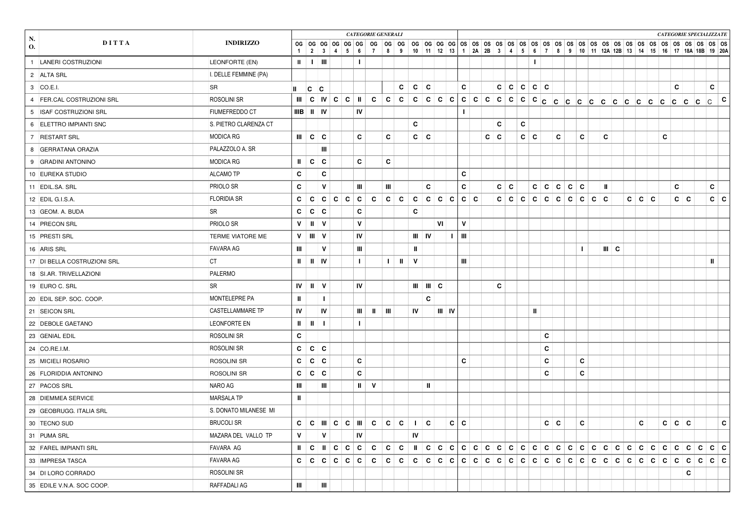| N. O. | DITTA | INDIRIZZO | *CATEGORIE GENERALI* | | | | | | | | | | | | | *CATEGORIE SPECIALIZZATE* | | | | | | | | | | | | | | | | | | | | | | |
|---|---|---|---|---|---|---|---|---|---|---|---|---|---|---|---|---|---|---|---|---|---|---|---|---|---|---|---|---|---|---|---|---|---|---|---|---|---|---|
| | | | OG 1 | OG 2 | OG 3 | OG 4 | OG 5 | OG 6 | OG 7 | OG 8 | OG 9 | OG 10 | OG 11 | OG 12 | OG 13 | OS 1 | OS 2A | OS 2B | OS 3 | OS 4 | OS 5 | OS 6 | OS 7 | OS 8 | OS 9 | OS 10 | OS 11 | OS 12A | OS 12B | OS 13 | OS 14 | OS 15 | OS 16 | OS 17 | OS 18A | OS 18B | OS 19 | OS 20A |
| 1 | LANERI COSTRUZIONI | LEONFORTE (EN) | II | I | III | | | I | | | | | | | | | | | | | | I | | | | | | | | | | | | | | | | |
| 2 | ALTA SRL | I. DELLE FEMMINE (PA) | | | | | | | | | | | | | | | | | | | | | | | | | | | | | | | | | | | | |
| 3 | CO.E.I. | SR | II | C | C | | | | | | C | C | C | | | C | | | C | C | C | C | C | | | | | | | | | | | C | | | C | |
| 4 | FER.CAL COSTRUZIONI SRL | ROSOLINI SR | III | C | IV | C | C | II | C | C | C | C | C | C | C | C | C | C | C | C | C | C | C | C | C | C | C | C | C | C | C | C | C | C | C | C | C | C |
| 5 | ISAF COSTRUZIONI SRL | FIUMEFREDDO CT | IIIB | II | IV | | | IV | | | | | | | | I | | | | | | | | | | | | | | | | | | | | | | |
| 6 | ELETTRO IMPIANTI SNC | S. PIETRO CLARENZA CT | | | | | | | | | | C | | | | | | | C | | C | | | | | | | | | | | | | | | | | |
| 7 | RESTART SRL | MODICA RG | III | C | C | | | C | | C | | C | C | | | | | C | C | | C | C | | C | | C | | C | | | | | C | | | | | |
| 8 | GERRATANA ORAZIA | PALAZZOLO A. SR | | | III | | | | | | | | | | | | | | | | | | | | | | | | | | | | | | | | | |
| 9 | GRADINI ANTONINO | MODICA RG | II | C | C | | | C | | C | | | | | | | | | | | | | | | | | | | | | | | | | | | | |
| 10 | EUREKA STUDIO | ALCAMO TP | C | | C | | | | | | | | | | | C | | | | | | | | | | | | | | | | | | | | | | |
| 11 | EDIL.SA. SRL | PRIOLO SR | C | | V | | | III | | III | | | C | | | C | | | C | C | | C | C | C | C | C | | II | | | | | | C | | | C | |
| 12 | EDIL G.I.S.A. | FLORIDIA SR | C | C | C | C | C | C | C | C | C | C | C | C | C | C | C | | C | C | C | C | C | C | C | C | C | C | | C | C | C | | C | C | | C | C |
| 13 | GEOM. A. BUDA | SR | C | C | C | | | C | | | | C | | | | | | | | | | | | | | | | | | | | | | | | | | |
| 14 | PRECON SRL | PRIOLO SR | V | II | V | | | V | | | | | | VI | | V | | | | | | | | | | | | | | | | | | | | | | |
| 15 | PRESTI SRL | TERME VIATORE ME | V | III | V | | | IV | | | | III | IV | | I | III | | | | | | | | | | | | | | | | | | | | | | |
| 16 | ARIS SRL | FAVARA AG | III | | V | | | III | | | | II | | | | | | | | | | | | | | I | | III | C | | | | | | | | | |
| 17 | DI BELLA COSTRUZIONI SRL | CT | II | II | IV | | | I | | I | II | V | | | | III | | | | | | | | | | | | | | | | | | | | | II | |
| 18 | SI.AR. TRIVELLAZIONI | PALERMO | | | | | | | | | | | | | | | | | | | | | | | | | | | | | | | | | | | | |
| 19 | EURO C. SRL | SR | IV | II | V | | | IV | | | | III | III | C | | | | | C | | | | | | | | | | | | | | | | | | | |
| 20 | EDIL SEP. SOC. COOP. | MONTELEPRE PA | II | | I | | | | | | | | C | | | | | | | | | | | | | | | | | | | | | | | | | |
| 21 | SEICON SRL | CASTELLAMMARE TP | IV | | IV | | | III | II | III | | IV | | III | IV | | | | | | | II | | | | | | | | | | | | | | | | |
| 22 | DEBOLE GAETANO | LEONFORTE EN | II | II | I | | | I | | | | | | | | | | | | | | | | | | | | | | | | | | | | | | |
| 23 | GENIAL EDIL | ROSOLINI SR | C | | | | | | | | | | | | | | | | | | | | C | | | | | | | | | | | | | | | |
| 24 | CO.RE.I.M. | ROSOLINI SR | C | C | C | | | | | | | | | | | | | | | | | | C | | | | | | | | | | | | | | | |
| 25 | MICIELI ROSARIO | ROSOLINI SR | C | C | C | | | C | | | | | | | | C | | | | | | | C | | | C | | | | | | | | | | | | |
| 26 | FLORIDDIA ANTONINO | ROSOLINI SR | C | C | C | | | C | | | | | | | | | | | | | | | C | | | C | | | | | | | | | | | | |
| 27 | PACOS SRL | NARO AG | III | | III | | | II | V | | | | II | | | | | | | | | | | | | | | | | | | | | | | | | |
| 28 | DIEMMEA SERVICE | MARSALA TP | II | | | | | | | | | | | | | | | | | | | | | | | | | | | | | | | | | | | |
| 29 | GEOBRUGG. ITALIA SRL | S. DONATO MILANESE MI | | | | | | | | | | | | | | | | | | | | | | | | | | | | | | | | | | | | |
| 30 | TECNO SUD | BRUCOLI SR | C | C | III | C | C | III | C | C | C | I | C | | C | C | | | | | | | C | C | | C | | | | | C | | C | C | C | | | C |
| 31 | PUMA SRL | MAZARA DEL VALLO TP | V | | V | | | IV | | | | IV | | | | | | | | | | | | | | | | | | | | | | | | | | |
| 32 | FAREL IMPIANTI SRL | FAVARA AG | II | C | II | C | C | C | C | C | C | II | C | C | C | C | C | C | C | C | C | C | C | C | C | C | C | C | C | C | C | C | C | C | C | C | C | C |
| 33 | IMPRESA TASCA | FAVARA AG | C | C | C | C | C | C | C | C | C | C | C | C | C | C | C | C | C | C | C | C | C | C | C | C | C | C | C | C | C | C | C | C | C | C | C | C |
| 34 | DI LORO CORRADO | ROSOLINI SR | | | | | | | | | | | | | | | | | | | | | | | | | | | | | | | | | C | | | |
| 35 | EDILE V.N.A. SOC COOP. | RAFFADALI AG | III | | III | | | | | | | | | | | | | | | | | | | | | | | | | | | | | | | | | |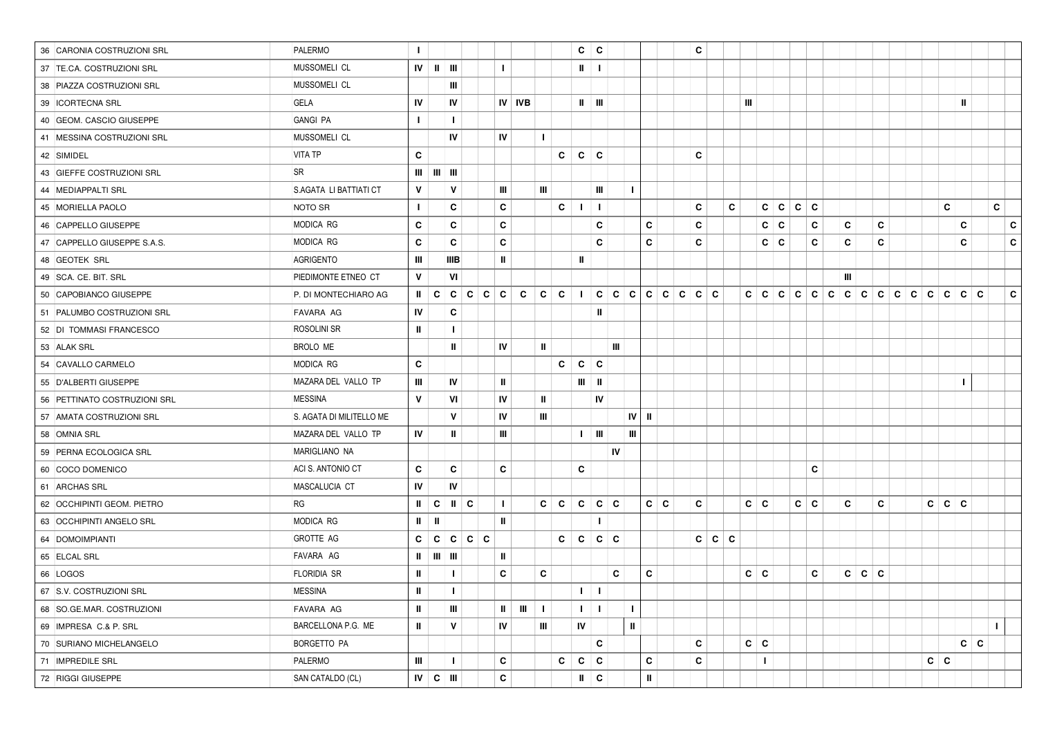| | | | | | | | | | | | | | | | | | | | | | | | | | | | | | | | | | | | | | |
|---|---|---|---|---|---|---|---|---|---|---|---|---|---|---|---|---|---|---|---|---|---|---|---|---|---|---|---|---|---|---|---|---|---|---|---|---|---|
| 36 CARONIA COSTRUZIONI SRL | PALERMO | I | | | | | | | | | C | C | | | | | | C | | | | | | | | | | | | | | | | | | | |
| 37 TE.CA. COSTRUZIONI SRL | MUSSOMELI CL | IV | II | III | | | I | | | | II | I | | | | | | | | | | | | | | | | | | | | | | | | | |
| 38 PIAZZA COSTRUZIONI SRL | MUSSOMELI CL | | | III | | | | | | | | | | | | | | | | | | | | | | | | | | | | | | | | | |
| 39 ICORTECNA SRL | GELA | IV | | IV | | | IV | IVB | | | II | III | | | | | | | | | | III | | | | | | | | | | | | II | | | |
| 40 GEOM. CASCIO GIUSEPPE | GANGI PA | I | | I | | | | | | | | | | | | | | | | | | | | | | | | | | | | | | | | | |
| 41 MESSINA COSTRUZIONI SRL | MUSSOMELI CL | | | IV | | | IV | | I | | | | | | | | | | | | | | | | | | | | | | | | | | | | |
| 42 SIMIDEL | VITA TP | C | | | | | | | | C | C | C | | | | | | C | | | | | | | | | | | | | | | | | | | |
| 43 GIEFFE COSTRUZIONI SRL | SR | III | III | III | | | | | | | | | | | | | | | | | | | | | | | | | | | | | | | | | |
| 44 MEDIAPPALTI SRL | S.AGATA LI BATTIATI CT | V | | V | | | III | | III | | | III | | I | | | | | | | | | | | | | | | | | | | | | | | |
| 45 MORIELLA PAOLO | NOTO SR | I | | C | | | C | | | C | I | I | | | | | | C | | C | | C | C | C | C | | | | | | | | C | | | C | |
| 46 CAPPELLO GIUSEPPE | MODICA RG | C | | C | | | C | | | | | C | | | C | | | C | | | | | C | C | C | | C | | C | | | | | C | | | C |
| 47 CAPPELLO GIUSEPPE S.A.S. | MODICA RG | C | | C | | | C | | | | | C | | | C | | | C | | | | | C | C | C | | C | | C | | | | | C | | | C |
| 48 GEOTEK SRL | AGRIGENTO | III | | IIIB | | | II | | | | II | | | | | | | | | | | | | | | | | | | | | | | | | | |
| 49 SCA. CE. BIT. SRL | PIEDIMONTE ETNEO CT | V | | VI | | | | | | | | | | | | | | | | | | | | | | | III | | | | | | | | | | |
| 50 CAPOBIANCO GIUSEPPE | P. DI MONTECHIARO AG | II | C | C | C | C | C | C | C | C | I | C | C | C | C | C | C | C | C | | | C | C | C | C | C | C | C | C | C | C | C | C | C | C | | C |
| 51 PALUMBO COSTRUZIONI SRL | FAVARA AG | IV | | C | | | | | | | | II | | | | | | | | | | | | | | | | | | | | | | | | | |
| 52 DI TOMMASI FRANCESCO | ROSOLINI SR | II | | I | | | | | | | | | | | | | | | | | | | | | | | | | | | | | | | | | |
| 53 ALAK SRL | BROLO ME | | | II | | | IV | | II | | | | III | | | | | | | | | | | | | | | | | | | | | | | | |
| 54 CAVALLO CARMELO | MODICA RG | C | | | | | | | | C | C | C | | | | | | | | | | | | | | | | | | | | | | | | | |
| 55 D'ALBERTI GIUSEPPE | MAZARA DEL VALLO TP | III | | IV | | | II | | | | III | II | | | | | | | | | | | | | | | | | | | | | | I | | | |
| 56 PETTINATO COSTRUZIONI SRL | MESSINA | V | | VI | | | IV | | II | | | IV | | | | | | | | | | | | | | | | | | | | | | | | | |
| 57 AMATA COSTRUZIONI SRL | S. AGATA DI MILITELLO ME | | | V | | | IV | | III | | | | | IV | II | | | | | | | | | | | | | | | | | | | | | | |
| 58 OMNIA SRL | MAZARA DEL VALLO TP | IV | | II | | | III | | | | I | III | | III | | | | | | | | | | | | | | | | | | | | | | | |
| 59 PERNA ECOLOGICA SRL | MARIGLIANO NA | | | | | | | | | | | | IV | | | | | | | | | | | | | | | | | | | | | | | | |
| 60 COCO DOMENICO | ACI S. ANTONIO CT | C | | C | | | C | | | | C | | | | | | | | | | | | | | C | | | | | | | | | | | | |
| 61 ARCHAS SRL | MASCALUCIA CT | IV | | IV | | | | | | | | | | | | | | | | | | | | | | | | | | | | | | | | | |
| 62 OCCHIPINTI GEOM. PIETRO | RG | II | C | II | C | | I | | C | C | C | C | C | | C | C | | C | | | C | C | | C | C | | C | | C | | | C | C | C | | | |
| 63 OCCHIPINTI ANGELO SRL | MODICA RG | II | II | | | | II | | | | | I | | | | | | | | | | | | | | | | | | | | | | | | | |
| 64 DOMOIMPIANTI | GROTTE AG | C | C | C | C | C | | | | C | C | C | C | | | | | C | C | C | | | | | | | | | | | | | | | | | |
| 65 ELCAL SRL | FAVARA AG | II | III | III | | | II | | | | | | | | | | | | | | | | | | | | | | | | | | | | | | |
| 66 LOGOS | FLORIDIA SR | II | | I | | | C | | C | | | | C | | C | | | | | | C | C | | | C | | C | C | C | | | | | | | | |
| 67 S.V. COSTRUZIONI SRL | MESSINA | II | | I | | | | | | | I | I | | | | | | | | | | | | | | | | | | | | | | | | | |
| 68 SO.GE.MAR. COSTRUZIONI | FAVARA AG | II | | III | | | II | III | I | | I | I | | I | | | | | | | | | | | | | | | | | | | | | | | |
| 69 IMPRESA C.& P. SRL | BARCELLONA P.G. ME | II | | V | | | IV | | III | | IV | | | II | | | | | | | | | | | | | | | | | | | | | | I | |
| 70 SURIANO MICHELANGELO | BORGETTO PA | | | | | | | | | | | C | | | | | | C | | | C | C | | | | | | | | | | | | C | C | | |
| 71 IMPREDILE SRL | PALERMO | III | | I | | | C | | | C | C | C | | | C | | | C | | | | I | | | | | | | | | | C | C | | | | |
| 72 RIGGI GIUSEPPE | SAN CATALDO (CL) | IV | C | III | | | C | | | | II | C | | | II | | | | | | | | | | | | | | | | | | | | | | |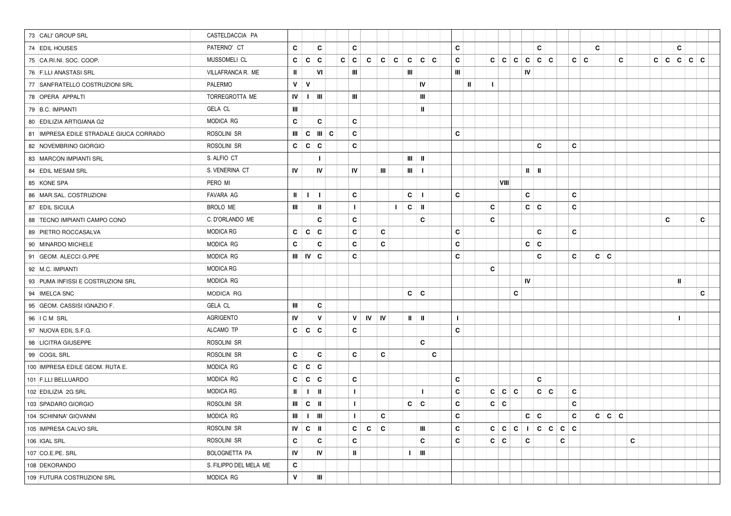| N. | Impresa | Sede | | | | | | | | | | | | | | | | | | | | | | | | | | | | | | | | | | | | |
|---|---|---|---|---|---|---|---|---|---|---|---|---|---|---|---|---|---|---|---|---|---|---|---|---|---|---|---|---|---|---|---|---|---|---|---|---|---|---|
| 73 | CALI' GROUP SRL | CASTELDACCIA PA | | | | | | | | | | | | | | | | | | | | | | | | | | | | | | | | | | | | |
| 74 | EDIL HOUSES | PATERNO' CT | C | | C | | | C | | | | | | | | C | | | | | | | C | | | | | C | | | | | | | C | | | |
| 75 | CA.RI.NI. SOC. COOP. | MUSSOMELI CL | C | C | C | | C | C | C | C | C | C | C | C | | C | | | C | C | C | C | C | C | | C | C | | | C | | | C | C | C | C | C | |
| 76 | F.LLI ANASTASI SRL | VILLAFRANCA R. ME | II | | VI | | | III | | | | III | | | | III | | | | | | IV | | | | | | | | | | | | | | | | |
| 77 | SANFRATELLO COSTRUZIONI SRL | PALERMO | V | V | | | | | | | | | IV | | | | II | | I | | | | | | | | | | | | | | | | | | | |
| 78 | OPERA APPALTI | TORREGROTTA ME | IV | I | III | | | III | | | | | III | | | | | | | | | | | | | | | | | | | | | | | | | |
| 79 | B.C. IMPIANTI | GELA CL | III | | | | | | | | | | II | | | | | | | | | | | | | | | | | | | | | | | | | |
| 80 | EDILIZIA ARTIGIANA G2 | MODICA RG | C | | C | | | C | | | | | | | | | | | | | | | | | | | | | | | | | | | | | | |
| 81 | IMPRESA EDILE STRADALE GIUCA CORRADO | ROSOLINI SR | III | C | III | C | | C | | | | | | | | C | | | | | | | | | | | | | | | | | | | | | | |
| 82 | NOVEMBRINO GIORGIO | ROSOLINI SR | C | C | C | | | C | | | | | | | | | | | | | | | C | | | C | | | | | | | | | | | | |
| 83 | MARCON IMPIANTI SRL | S. ALFIO CT | | | I | | | | | | | III | II | | | | | | | | | | | | | | | | | | | | | | | | | |
| 84 | EDIL MESAM SRL | S. VENERINA CT | IV | | IV | | | IV | | III | | III | I | | | | | | | | | II | II | | | | | | | | | | | | | | | |
| 85 | KONE SPA | PERO MI | | | | | | | | | | | | | | | | | | VIII | | | | | | | | | | | | | | | | | | |
| 86 | MAR.SAL. COSTRUZIONI | FAVARA AG | II | I | I | | | C | | | | C | I | | | C | | | | | | C | | | | C | | | | | | | | | | | | |
| 87 | EDIL SICULA | BROLO ME | III | | II | | | I | | | I | C | II | | | | | | C | | | C | C | | | C | | | | | | | | | | | | |
| 88 | TECNO IMPIANTI CAMPO CONO | C. D'ORLANDO ME | | | C | | | C | | | | | C | | | | | | C | | | | | | | | | | | | | | | C | | | C | |
| 89 | PIETRO ROCCASALVA | MODICA RG | C | C | C | | | C | | C | | | | | | C | | | | | | | C | | | C | | | | | | | | | | | | |
| 90 | MINARDO MICHELE | MODICA RG | C | | C | | | C | | C | | | | | | C | | | | | | C | C | | | | | | | | | | | | | | | |
| 91 | GEOM. ALECCI G.PPE | MODICA RG | III | IV | C | | | C | | | | | | | | C | | | | | | | C | | | C | | C | C | | | | | | | | | |
| 92 | M.C. IMPIANTI | MODICA RG | | | | | | | | | | | | | | | | | C | | | | | | | | | | | | | | | | | | | |
| 93 | PUMA INFISSI E COSTRUZIONI SRL | MODICA RG | | | | | | | | | | | | | | | | | | | | IV | | | | | | | | | | | | | II | | | |
| 94 | IMELCA SNC | MODICA RG | | | | | | | | | | C | C | | | | | | | | C | | | | | | | | | | | | | | | | C | |
| 95 | GEOM. CASSISI IGNAZIO F. | GELA CL | III | | C | | | | | | | | | | | | | | | | | | | | | | | | | | | | | | | | | |
| 96 | I C M SRL | AGRIGENTO | IV | | V | | | V | IV | IV | | II | II | | | I | | | | | | | | | | | | | | | | | | | I | | | |
| 97 | NUOVA EDIL S.F.G. | ALCAMO TP | C | C | C | | | C | | | | | | | | C | | | | | | | | | | | | | | | | | | | | | | |
| 98 | LICITRA GIUSEPPE | ROSOLINI SR | | | | | | | | | | | C | | | | | | | | | | | | | | | | | | | | | | | | | |
| 99 | COGIL SRL | ROSOLINI SR | C | | C | | | C | | C | | | | C | | | | | | | | | | | | | | | | | | | | | | | | |
| 100 | IMPRESA EDILE GEOM. RUTA E. | MODICA RG | C | C | C | | | | | | | | | | | | | | | | | | | | | | | | | | | | | | | | | |
| 101 | F.LLI BELLUARDO | MODICA RG | C | C | C | | | C | | | | | | | | C | | | | | | | C | | | | | | | | | | | | | | | |
| 102 | EDILIZIA 2G SRL | MODICA RG | II | I | II | | | I | | | | | I | | | C | | | C | C | C | | C | C | | C | | | | | | | | | | | | |
| 103 | SPADARO GIORGIO | ROSOLINI SR | III | C | II | | | I | | | | C | C | | | C | | | C | C | | | | | | C | | | | | | | | | | | | |
| 104 | SCHININA' GIOVANNI | MODICA RG | III | I | III | | | I | | C | | | | | | C | | | | | | C | C | | | C | | C | C | C | | | | | | | | |
| 105 | IMPRESA CALVO SRL | ROSOLINI SR | IV | C | II | | | C | C | C | | | III | | | C | | | C | C | C | I | C | C | C | C | | | | | | | | | | | | |
| 106 | IGAL SRL | ROSOLINI SR | C | | C | | | C | | | | | C | | | C | | | C | C | | C | | | C | | | | | | C | | | | | | | |
| 107 | CO.E.PE. SRL | BOLOGNETTA PA | IV | | IV | | | II | | | | I | III | | | | | | | | | | | | | | | | | | | | | | | | | |
| 108 | DEKORANDO | S. FILIPPO DEL MELA ME | C | | | | | | | | | | | | | | | | | | | | | | | | | | | | | | | | | | | |
| 109 | FUTURA COSTRUZIONI SRL | MODICA RG | V | | III | | | | | | | | | | | | | | | | | | | | | | | | | | | | | | | | | |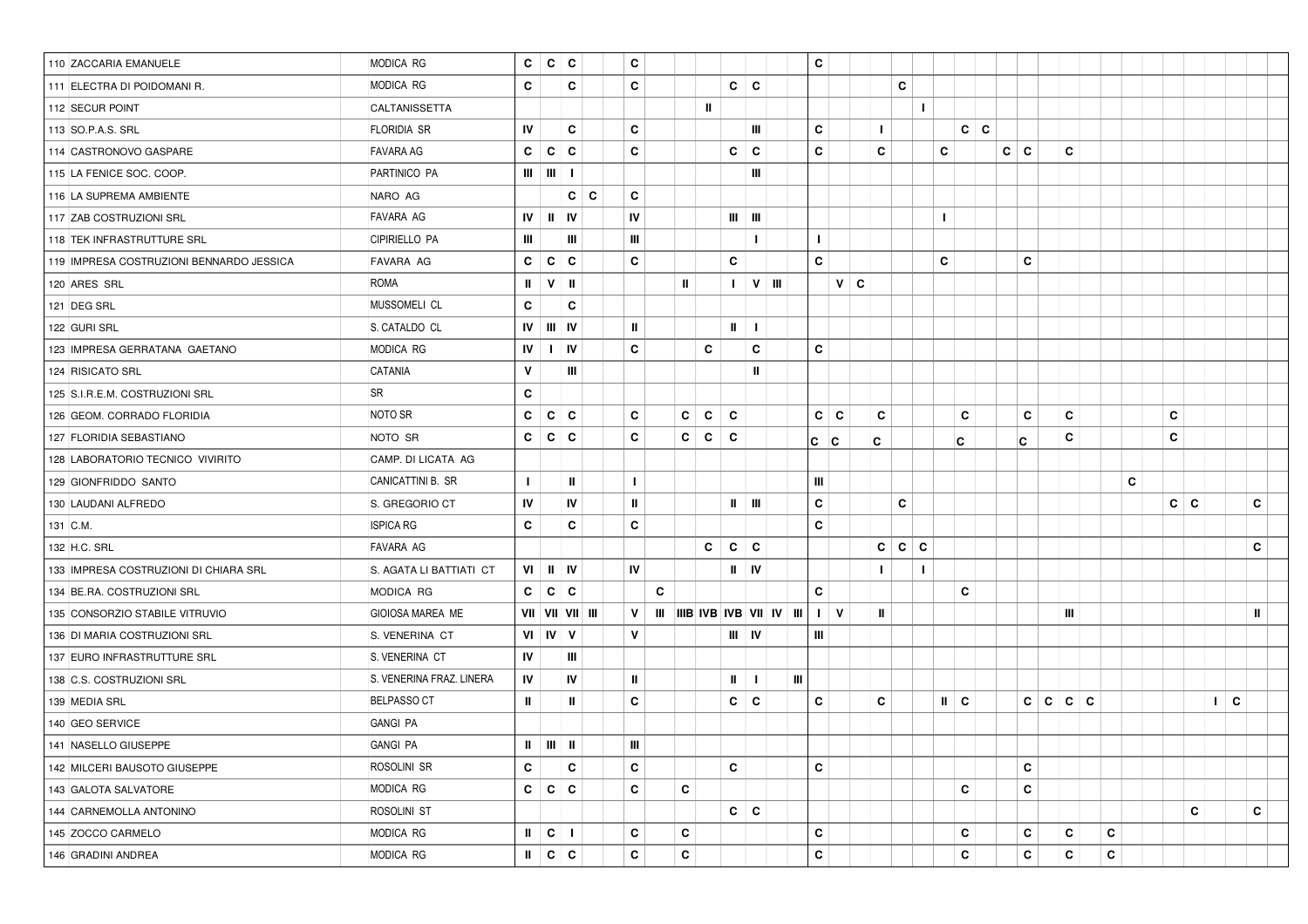| | | | | | | | | | | | | | | | | | | | | | | | | | | | | | | | | | | | | | | |
|---|---|---|---|---|---|---|---|---|---|---|---|---|---|---|---|---|---|---|---|---|---|---|---|---|---|---|---|---|---|---|---|---|---|---|---|---|---|---|
| 110 | ZACCARIA EMANUELE | MODICA RG | C | C | C | | | C | | | | | | | | C | | | | | | | | | | | | | | | | | | | | | | |
| 111 | ELECTRA DI POIDOMANI R. | MODICA RG | C | | C | | | C | | | | C | C | | | | | | | | C | | | | | | | | | | | | | | | | | |
| 112 | SECUR POINT | CALTANISSETTA | | | | | | | | | II | | | | | | | | | | | I | | | | | | | | | | | | | | | | | |
| 113 | SO.P.A.S. SRL | FLORIDIA SR | IV | | C | | | C | | | | | III | | | C | | | I | | | | C | C | | | | | | | | | | | | | | | |
| 114 | CASTRONOVO GASPARE | FAVARA AG | C | C | C | | | C | | | | C | C | | | C | | | C | | | C | | | C | C | | C | | | | | | | | | | | |
| 115 | LA FENICE SOC. COOP. | PARTINICO PA | III | III | I | | | | | | | | III | | | | | | | | | | | | | | | | | | | | | | | | | | |
| 116 | LA SUPREMA AMBIENTE | NARO AG | | | C | C | | C | | | | | | | | | | | | | | | | | | | | | | | | | | | | | | | |
| 117 | ZAB COSTRUZIONI SRL | FAVARA AG | IV | II | IV | | | IV | | | | III | III | | | | | | | | | I | | | | | | | | | | | | | | | | | |
| 118 | TEK INFRASTRUTTURE SRL | CIPIRIELLO PA | III | | III | | | III | | | | | I | | | I | | | | | | | | | | | | | | | | | | | | | | | |
| 119 | IMPRESA COSTRUZIONI BENNARDO JESSICA | FAVARA AG | C | C | C | | | C | | | | C | | | | C | | | | | | C | | | | C | | | | | | | | | | | | | |
| 120 | ARES SRL | ROMA | II | V | II | | | | | II | | I | V | III | | | V | C | | | | | | | | | | | | | | | | | | | | | |
| 121 | DEG SRL | MUSSOMELI CL | C | | C | | | | | | | | | | | | | | | | | | | | | | | | | | | | | | | | | | |
| 122 | GURI SRL | S. CATALDO CL | IV | III | IV | | | II | | | | II | I | | | | | | | | | | | | | | | | | | | | | | | | | | |
| 123 | IMPRESA GERRATANA GAETANO | MODICA RG | IV | I | IV | | | C | | | C | | C | | | C | | | | | | | | | | | | | | | | | | | | | | | |
| 124 | RISICATO SRL | CATANIA | V | | III | | | | | | | | II | | | | | | | | | | | | | | | | | | | | | | | | | | |
| 125 | S.I.R.E.M. COSTRUZIONI SRL | SR | C | | | | | | | | | | | | | | | | | | | | | | | | | | | | | | | | | | | | |
| 126 | GEOM. CORRADO FLORIDIA | NOTO SR | C | C | C | | | C | | C | C | C | | | | C | C | | C | | | | C | | | C | | C | | | | | C | | | | | | |
| 127 | FLORIDIA SEBASTIANO | NOTO SR | C | C | C | | | C | | C | C | C | | | | C | C | | C | | | | C | | | C | | C | | | | | C | | | | | | |
| 128 | LABORATORIO TECNICO VIVIRITO | CAMP. DI LICATA AG | | | | | | | | | | | | | | | | | | | | | | | | | | | | | | | | | | | | | |
| 129 | GIONFRIDDO SANTO | CANICATTINI B. SR | I | | II | | | I | | | | | | | | III | | | | | | | | | | | | | | | C | | | | | | | | |
| 130 | LAUDANI ALFREDO | S. GREGORIO CT | IV | | IV | | | II | | | | II | III | | | C | | | | C | | | | | | | | | | | | | C | C | | | C | | |
| 131 | C.M. | ISPICA RG | C | | C | | | C | | | | | | | | C | | | | | | | | | | | | | | | | | | | | | | | |
| 132 | H.C. SRL | FAVARA AG | | | | | | | | | C | C | C | | | | | | C | C | C | | | | | | | | | | | | | | | | C | | |
| 133 | IMPRESA COSTRUZIONI DI CHIARA SRL | S. AGATA LI BATTIATI CT | VI | II | IV | | | IV | | | | II | IV | | | | | | I | | I | | | | | | | | | | | | | | | | | | |
| 134 | BE.RA. COSTRUZIONI SRL | MODICA RG | C | C | C | | | | C | | | | | | | C | | | | | | | C | | | | | | | | | | | | | | | | |
| 135 | CONSORZIO STABILE VITRUVIO | GIOIOSA MAREA ME | VII | VII | VII | III | | V | III | IIIB | IVB | IVB | VII | IV | III | I | V | | II | | | | | | | | | III | | | | | | | | | | II | |
| 136 | DI MARIA COSTRUZIONI SRL | S. VENERINA CT | VI | IV | V | | | V | | | | III | IV | | | III | | | | | | | | | | | | | | | | | | | | | | | |
| 137 | EURO INFRASTRUTTURE SRL | S. VENERINA CT | IV | | III | | | | | | | | | | | | | | | | | | | | | | | | | | | | | | | | | | |
| 138 | C.S. COSTRUZIONI SRL | S. VENERINA FRAZ. LINERA | IV | | IV | | | II | | | | II | I | | III | | | | | | | | | | | | | | | | | | | | | | | | |
| 139 | MEDIA SRL | BELPASSO CT | II | | II | | | C | | | | C | C | | | C | | | C | | | II | C | | | C | C | C | C | | | | | | | I | C | | |
| 140 | GEO SERVICE | GANGI PA | | | | | | | | | | | | | | | | | | | | | | | | | | | | | | | | | | | | | |
| 141 | NASELLO GIUSEPPE | GANGI PA | II | III | II | | | III | | | | | | | | | | | | | | | | | | | | | | | | | | | | | | | |
| 142 | MILCERI BAUSOTO GIUSEPPE | ROSOLINI SR | C | | C | | | C | | | | C | | | | C | | | | | | | | | | C | | | | | | | | | | | | | |
| 143 | GALOTA SALVATORE | MODICA RG | C | C | C | | | C | | C | | | | | | | | | | | | | C | | | C | | | | | | | | | | | | | |
| 144 | CARNEMOLLA ANTONINO | ROSOLINI ST | | | | | | | | | | C | C | | | | | | | | | | | | | | | | | | | | | C | | | C | | |
| 145 | ZOCCO CARMELO | MODICA RG | II | C | I | | | C | | C | | | | | | C | | | | | | | C | | | C | | C | | C | | | | | | | | | |
| 146 | GRADINI ANDREA | MODICA RG | II | C | C | | | C | | C | | | | | | C | | | | | | | C | | | C | | C | | C | | | | | | | | | |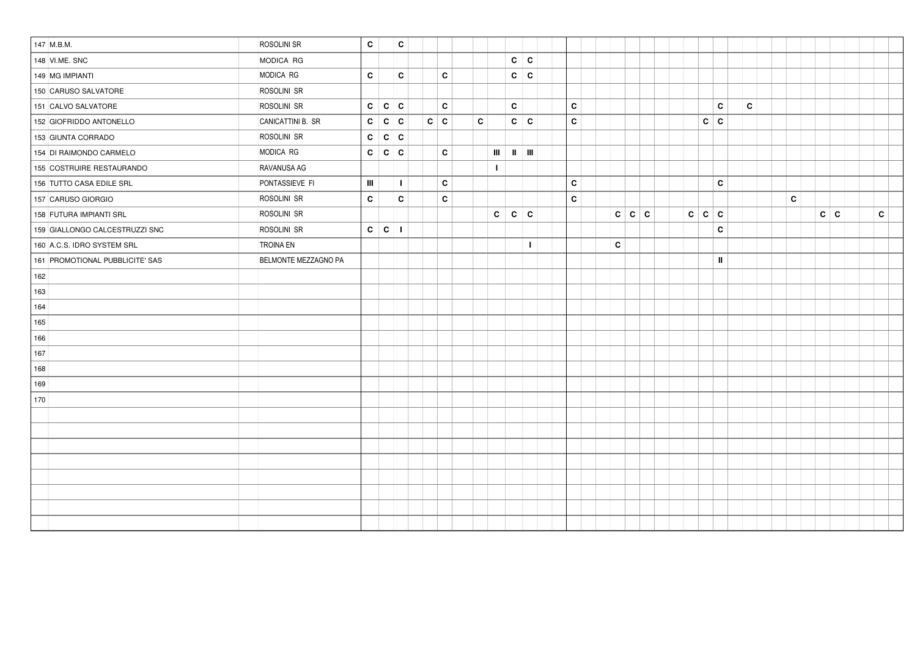| | | | | | | | | | | | | | | | | | | | | | | | | | | | | | | | | | | | | | |
|---|---|---|---|---|---|---|---|---|---|---|---|---|---|---|---|---|---|---|---|---|---|---|---|---|---|---|---|---|---|---|---|---|---|---|---|---|---|---|
| 147 | M.B.M. | ROSOLINI SR | C | | C | | | | | | | | | | | | | | | | | | | | | | | | | | | | | | | | | |
| 148 | VI.ME. SNC | MODICA RG | | | | | | | | | | C | C | | | | | | | | | | | | | | | | | | | | | | | | | |
| 149 | MG IMPIANTI | MODICA RG | C | | C | | | C | | | | C | C | | | | | | | | | | | | | | | | | | | | | | | | | |
| 150 | CARUSO SALVATORE | ROSOLINI SR | | | | | | | | | | | | | | | | | | | | | | | | | | | | | | | | | | | | |
| 151 | CALVO SALVATORE | ROSOLINI SR | C | C | C | | | C | | | | C | | | | C | | | | | | | | | | C | | C | | | | | | | | | | |
| 152 | GIOFRIDDO ANTONELLO | CANICATTINI B. SR | C | C | C | | C | C | | C | | C | C | | | C | | | | | | | | | C | C | | | | | | | | | | | | |
| 153 | GIUNTA CORRADO | ROSOLINI SR | C | C | C | | | | | | | | | | | | | | | | | | | | | | | | | | | | | | | | | |
| 154 | DI RAIMONDO CARMELO | MODICA RG | C | C | C | | | C | | | III | II | III | | | | | | | | | | | | | | | | | | | | | | | | | |
| 155 | COSTRUIRE RESTAURANDO | RAVANUSA AG | | | | | | | | | I | | | | | | | | | | | | | | | | | | | | | | | | | | | |
| 156 | TUTTO CASA EDILE SRL | PONTASSIEVE FI | III | | I | | | C | | | | | | | | C | | | | | | | | | | C | | | | | | | | | | | | |
| 157 | CARUSO GIORGIO | ROSOLINI SR | C | | C | | | C | | | | | | | | C | | | | | | | | | | | | | | | C | | | | | | | |
| 158 | FUTURA IMPIANTI SRL | ROSOLINI SR | | | | | | | | | C | C | C | | | | | | C | C | C | | | C | C | C | | | | | | | C | C | | | C | |
| 159 | GIALLONGO CALCESTRUZZI SNC | ROSOLINI SR | C | C | I | | | | | | | | | | | | | | | | | | | | | C | | | | | | | | | | | | |
| 160 | A.C.S. IDRO SYSTEM SRL | TROINA EN | | | | | | | | | | | I | | | | | | C | | | | | | | | | | | | | | | | | | | |
| 161 | PROMOTIONAL PUBBLICITE' SAS | BELMONTE MEZZAGNO PA | | | | | | | | | | | | | | | | | | | | | | | | II | | | | | | | | | | | | |
| 162 | | | | | | | | | | | | | | | | | | | | | | | | | | | | | | | | | | | | | | |
| 163 | | | | | | | | | | | | | | | | | | | | | | | | | | | | | | | | | | | | | | |
| 164 | | | | | | | | | | | | | | | | | | | | | | | | | | | | | | | | | | | | | | |
| 165 | | | | | | | | | | | | | | | | | | | | | | | | | | | | | | | | | | | | | | |
| 166 | | | | | | | | | | | | | | | | | | | | | | | | | | | | | | | | | | | | | | |
| 167 | | | | | | | | | | | | | | | | | | | | | | | | | | | | | | | | | | | | | | |
| 168 | | | | | | | | | | | | | | | | | | | | | | | | | | | | | | | | | | | | | | |
| 169 | | | | | | | | | | | | | | | | | | | | | | | | | | | | | | | | | | | | | | |
| 170 | | | | | | | | | | | | | | | | | | | | | | | | | | | | | | | | | | | | | | |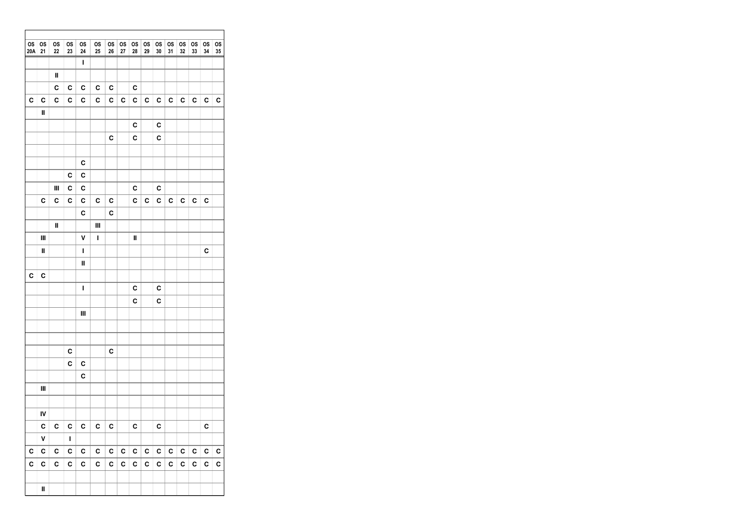| OS 20A | OS 21 | OS 22 | OS 23 | OS 24 | OS 25 | OS 26 | OS 27 | OS 28 | OS 29 | OS 30 | OS 31 | OS 32 | OS 33 | OS 34 | OS 35 |
|---|---|---|---|---|---|---|---|---|---|---|---|---|---|---|---|
| | | | | I | | | | | | | | | | | |
| | | II | | | | | | | | | | | | | |
| | | C | C | C | C | C | | C | | | | | | | |
| C | C | C | C | C | C | C | C | C | C | C | C | C | C | C | C |
| | II | | | | | | | | | | | | | | |
| | | | | | | | | C | | C | | | | | |
| | | | | | | C | | C | | C | | | | | |
| | | | | | | | | | | | | | | | |
| | | | | C | | | | | | | | | | | |
| | | | C | C | | | | | | | | | | | |
| | | III | C | C | | | | C | | C | | | | | |
| | C | C | C | C | C | C | | C | C | C | C | C | C | C | |
| | | | | C | | C | | | | | | | | | |
| | | II | | | III | | | | | | | | | | |
| | III | | | V | I | | | II | | | | | | | |
| | II | | | I | | | | | | | | | | C | |
| | | | | II | | | | | | | | | | | |
| C | C | | | | | | | | | | | | | | |
| | | | | I | | | | C | | C | | | | | |
| | | | | | | | | C | | C | | | | | |
| | | | | III | | | | | | | | | | | |
| | | | | | | | | | | | | | | | |
| | | | | | | | | | | | | | | | |
| | | | C | | | C | | | | | | | | | |
| | | | C | C | | | | | | | | | | | |
| | | | | C | | | | | | | | | | | |
| | III | | | | | | | | | | | | | | |
| | | | | | | | | | | | | | | | |
| | IV | | | | | | | | | | | | | | |
| | C | C | C | C | C | C | | C | | C | | | | C | |
| | V | | I | | | | | | | | | | | | |
| C | C | C | C | C | C | C | C | C | C | C | C | C | C | C | C |
| C | C | C | C | C | C | C | C | C | C | C | C | C | C | C | C |
| | | | | | | | | | | | | | | | |
| | II | | | | | | | | | | | | | | |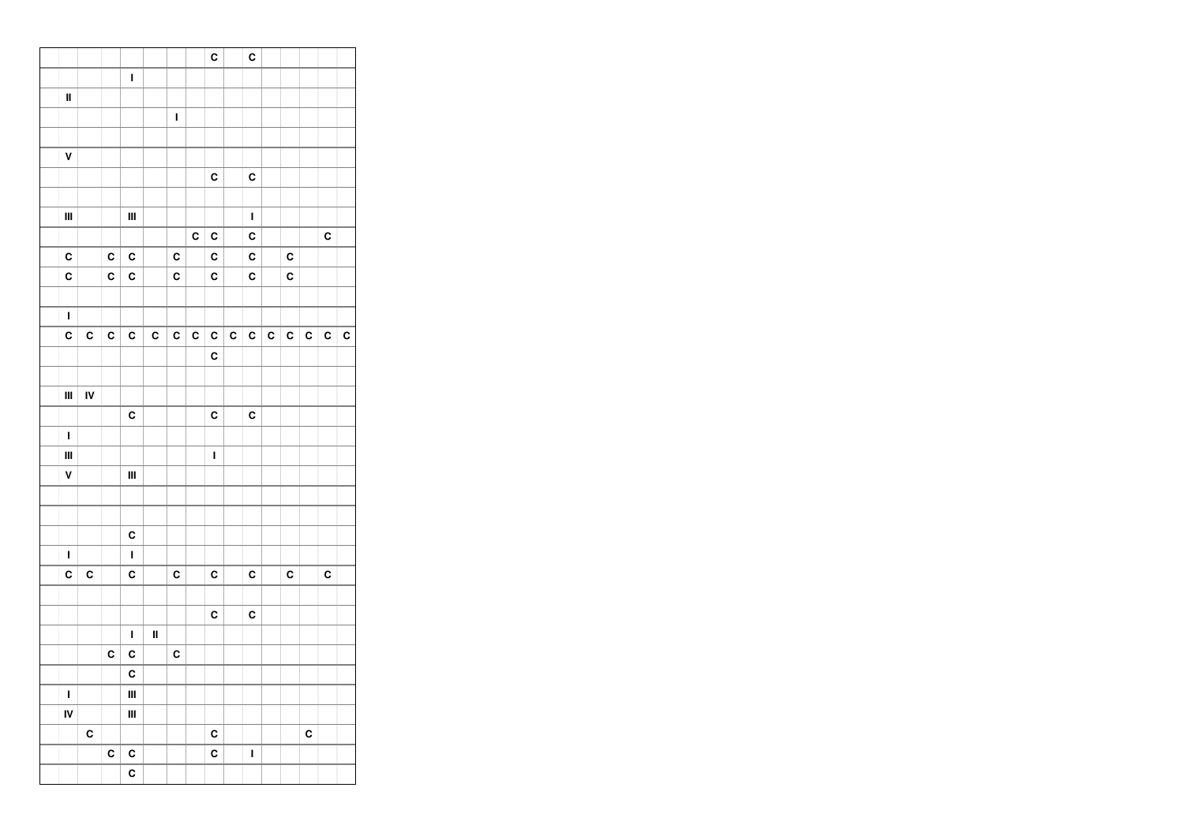| | | | | | | | | C | | C | | | | | |
|---|---|---|---|---|---|---|---|---|---|---|---|---|---|---|---|
| | | | | I | | | | | | | | | | | |
| | II | | | | | | | | | | | | | | |
| | | | | | | I | | | | | | | | | |
| | | | | | | | | | | | | | | | |
| | V | | | | | | | | | | | | | | |
| | | | | | | | | C | | C | | | | | |
| | | | | | | | | | | | | | | | |
| | III | | | III | | | | | | I | | | | | |
| | | | | | | | C | C | | C | | | | C | |
| | C | | C | C | | C | | C | | C | | C | | | |
| | C | | C | C | | C | | C | | C | | C | | | |
| | | | | | | | | | | | | | | | |
| | I | | | | | | | | | | | | | | |
| | C | C | C | C | C | C | C | C | C | C | C | C | C | C | C |
| | | | | | | | | C | | | | | | | |
| | | | | | | | | | | | | | | | |
| | III | IV | | | | | | | | | | | | | |
| | | | | C | | | | C | | C | | | | | |
| | I | | | | | | | | | | | | | | |
| | III | | | | | | | I | | | | | | | |
| | V | | | III | | | | | | | | | | | |
| | | | | | | | | | | | | | | | |
| | | | | | | | | | | | | | | | |
| | | | | C | | | | | | | | | | | |
| | I | | | I | | | | | | | | | | | |
| | C | C | | C | | C | | C | | C | | C | | C | |
| | | | | | | | | | | | | | | | |
| | | | | | | | | C | | C | | | | | |
| | | | | I | II | | | | | | | | | | |
| | | | C | C | | C | | | | | | | | | |
| | | | | C | | | | | | | | | | | |
| | I | | | III | | | | | | | | | | | |
| | IV | | | III | | | | | | | | | | | |
| | | C | | | | | | C | | | | | C | | |
| | | | C | C | | | | C | | I | | | | | |
| | | | | C | | | | | | | | | | | |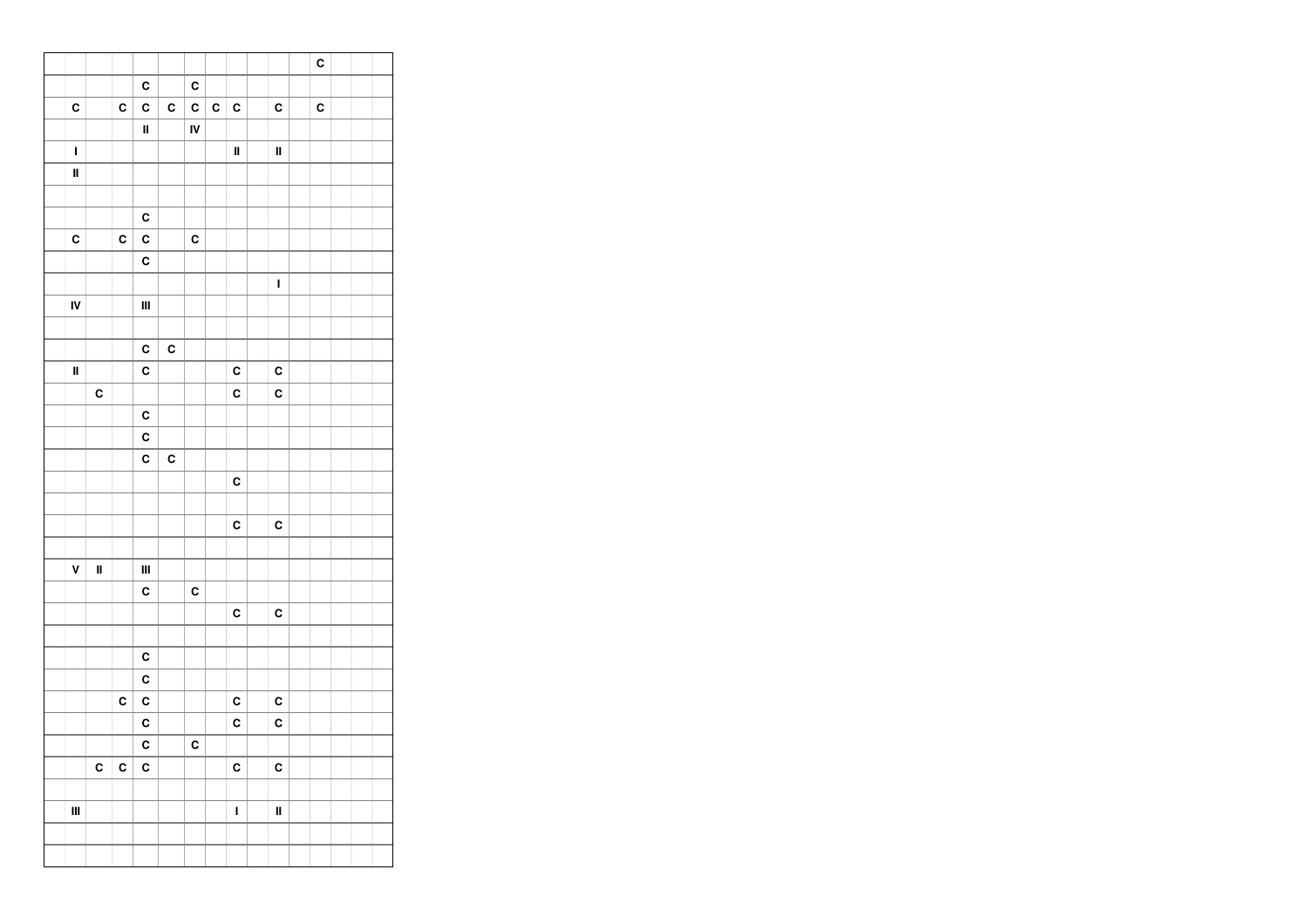| | | | | | | | | | | | | | | | |
|---|---|---|---|---|---|---|---|---|---|---|---|---|---|---|---|
| | | | | | | | | | | | | C | | | |
| | | | | C | | C | | | | | | | | | |
| | C | | C | C | C | C | C | C | | C | | C | | | |
| | | | | II | | IV | | | | | | | | | |
| | I | | | | | | | II | | II | | | | | |
| | II | | | | | | | | | | | | | | |
| | | | | | | | | | | | | | | | |
| | | | | C | | | | | | | | | | | |
| | C | | C | C | | C | | | | | | | | | |
| | | | | C | | | | | | | | | | | |
| | | | | | | | | | | I | | | | | |
| | IV | | | III | | | | | | | | | | | |
| | | | | | | | | | | | | | | | |
| | | | | C | C | | | | | | | | | | |
| | II | | | C | | | | C | | C | | | | | |
| | | C | | | | | | C | | C | | | | | |
| | | | | C | | | | | | | | | | | |
| | | | | C | | | | | | | | | | | |
| | | | | C | C | | | | | | | | | | |
| | | | | | | | | C | | | | | | | |
| | | | | | | | | | | | | | | | |
| | | | | | | | | C | | C | | | | | |
| | | | | | | | | | | | | | | | |
| | V | II | | III | | | | | | | | | | | |
| | | | | C | | C | | | | | | | | | |
| | | | | | | | | C | | C | | | | | |
| | | | | | | | | | | | | | | | |
| | | | | C | | | | | | | | | | | |
| | | | | C | | | | | | | | | | | |
| | | | C | C | | | | C | | C | | | | | |
| | | | | C | | | | C | | C | | | | | |
| | | | | C | | C | | | | | | | | | |
| | | C | C | C | | | | C | | C | | | | | |
| | | | | | | | | | | | | | | | |
| | III | | | | | | | I | | II | | | | | |
| | | | | | | | | | | | | | | | |
| | | | | | | | | | | | | | | | |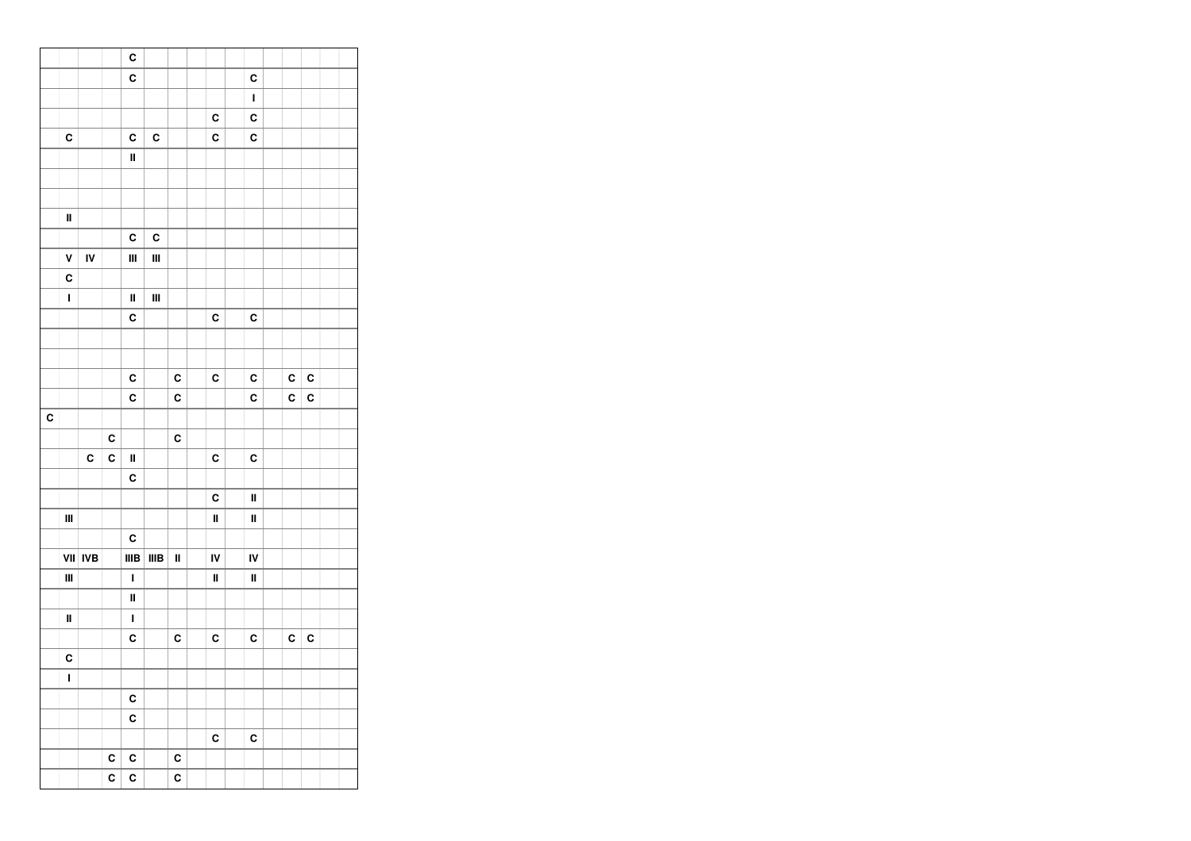| | | | | | | | | | | | | | | | |
|---|---|---|---|---|---|---|---|---|---|---|---|---|---|---|---|
| | | | | C | | | | | | | | | | | |
| | | | | C | | | | | | C | | | | | |
| | | | | | | | | | | I | | | | | |
| | | | | | | | | C | | C | | | | | |
| | C | | | C | C | | | C | | C | | | | | |
| | | | | II | | | | | | | | | | | |
| | | | | | | | | | | | | | | | |
| | | | | | | | | | | | | | | | |
| | II | | | | | | | | | | | | | | |
| | | | | C | C | | | | | | | | | | |
| | V | IV | | III | III | | | | | | | | | | |
| | C | | | | | | | | | | | | | | |
| | I | | | II | III | | | | | | | | | | |
| | | | | C | | | | C | | C | | | | | |
| | | | | | | | | | | | | | | | |
| | | | | | | | | | | | | | | | |
| | | | | C | | C | | C | | C | | C | C | | |
| | | | | C | | C | | | | C | | C | C | | |
| C | | | | | | | | | | | | | | | |
| | | | C | | | C | | | | | | | | | |
| | | C | C | II | | | | C | | C | | | | | |
| | | | | C | | | | | | | | | | | |
| | | | | | | | | C | | II | | | | | |
| | III | | | | | | | II | | II | | | | | |
| | | | | C | | | | | | | | | | | |
| | VII | IVB | | IIIB | IIIB | II | | IV | | IV | | | | | |
| | III | | | I | | | | II | | II | | | | | |
| | | | | II | | | | | | | | | | | |
| | II | | | I | | | | | | | | | | | |
| | | | | C | | C | | C | | C | | C | C | | |
| | C | | | | | | | | | | | | | | |
| | I | | | | | | | | | | | | | | |
| | | | | C | | | | | | | | | | | |
| | | | | C | | | | | | | | | | | |
| | | | | | | | | C | | C | | | | | |
| | | | C | C | | C | | | | | | | | | |
| | | | C | C | | C | | | | | | | | | |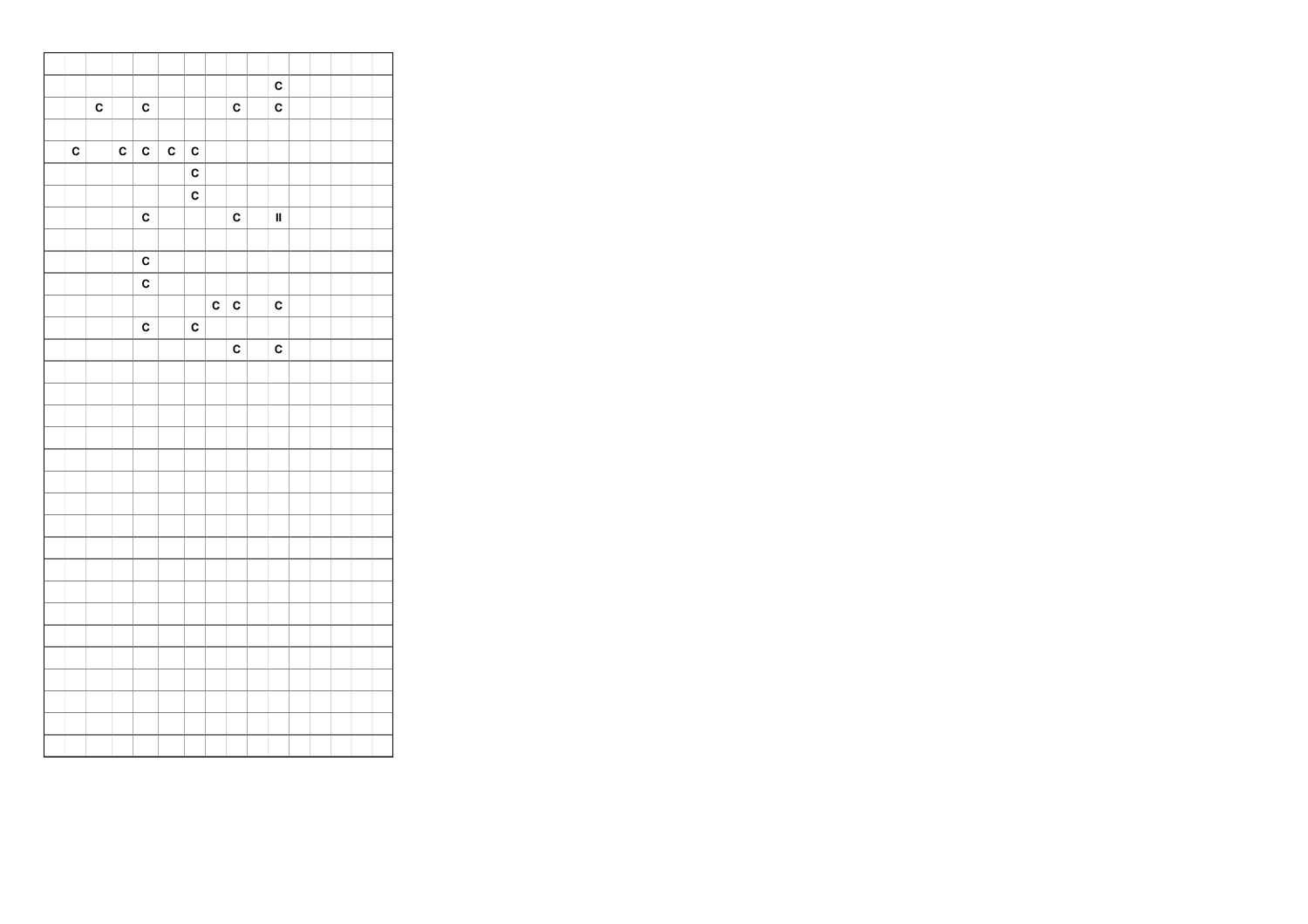| | | | | | | | | | | | | | | | |
|---|---|---|---|---|---|---|---|---|---|---|---|---|---|---|---|
| | | | | | | | | | | | | | | | |
| | | | | | | | | | | c | | | | | |
| | | c | | c | | | | c | | c | | | | | |
| | | | | | | | | | | | | | | | |
| | c | | c | c | c | c | | | | | | | | | |
| | | | | | | c | | | | | | | | | |
| | | | | | | c | | | | | | | | | |
| | | | | c | | | | c | | II | | | | | |
| | | | | | | | | | | | | | | | |
| | | | | c | | | | | | | | | | | |
| | | | | c | | | | | | | | | | | |
| | | | | | | | c | c | | c | | | | | |
| | | | | c | | c | | | | | | | | | |
| | | | | | | | | c | | c | | | | | |
| | | | | | | | | | | | | | | | |
| | | | | | | | | | | | | | | | |
| | | | | | | | | | | | | | | | |
| | | | | | | | | | | | | | | | |
| | | | | | | | | | | | | | | | |
| | | | | | | | | | | | | | | | |
| | | | | | | | | | | | | | | | |
| | | | | | | | | | | | | | | | |
| | | | | | | | | | | | | | | | |
| | | | | | | | | | | | | | | | |
| | | | | | | | | | | | | | | | |
| | | | | | | | | | | | | | | | |
| | | | | | | | | | | | | | | | |
| | | | | | | | | | | | | | | | |
| | | | | | | | | | | | | | | | |
| | | | | | | | | | | | | | | | |
| | | | | | | | | | | | | | | | |
| | | | | | | | | | | | | | | | |